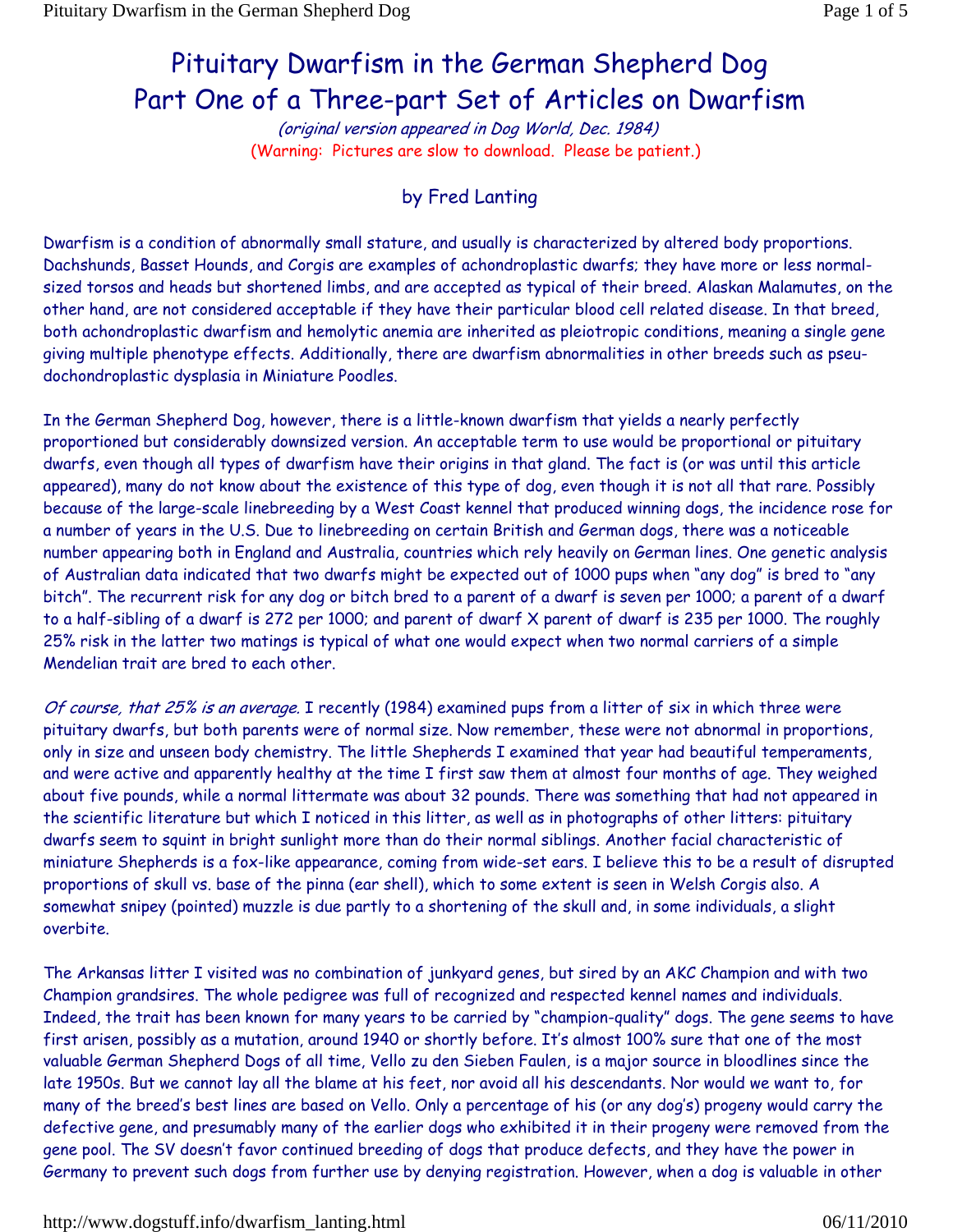# Pituitary Dwarfism in the German Shepherd Dog
# Part One of a Three-part Set of Articles on Dwarfism

*(original version appeared in Dog World, Dec. 1984)*

(Warning: Pictures are slow to download. Please be patient.)

by Fred Lanting

Dwarfism is a condition of abnormally small stature, and usually is characterized by altered body proportions. Dachshunds, Basset Hounds, and Corgis are examples of achondroplastic dwarfs; they have more or less normal-sized torsos and heads but shortened limbs, and are accepted as typical of their breed. Alaskan Malamutes, on the other hand, are not considered acceptable if they have their particular blood cell related disease. In that breed, both achondroplastic dwarfism and hemolytic anemia are inherited as pleiotropic conditions, meaning a single gene giving multiple phenotype effects. Additionally, there are dwarfism abnormalities in other breeds such as pseudochondroplastic dysplasia in Miniature Poodles.

In the German Shepherd Dog, however, there is a little-known dwarfism that yields a nearly perfectly proportioned but considerably downsized version. An acceptable term to use would be proportional or pituitary dwarfs, even though all types of dwarfism have their origins in that gland. The fact is (or was until this article appeared), many do not know about the existence of this type of dog, even though it is not all that rare. Possibly because of the large-scale linebreeding by a West Coast kennel that produced winning dogs, the incidence rose for a number of years in the U.S. Due to linebreeding on certain British and German dogs, there was a noticeable number appearing both in England and Australia, countries which rely heavily on German lines. One genetic analysis of Australian data indicated that two dwarfs might be expected out of 1000 pups when "any dog" is bred to "any bitch". The recurrent risk for any dog or bitch bred to a parent of a dwarf is seven per 1000; a parent of a dwarf to a half-sibling of a dwarf is 272 per 1000; and parent of dwarf X parent of dwarf is 235 per 1000. The roughly 25% risk in the latter two matings is typical of what one would expect when two normal carriers of a simple Mendelian trait are bred to each other.

*Of course, that 25% is an average.* I recently (1984) examined pups from a litter of six in which three were pituitary dwarfs, but both parents were of normal size. Now remember, these were not abnormal in proportions, only in size and unseen body chemistry. The little Shepherds I examined that year had beautiful temperaments, and were active and apparently healthy at the time I first saw them at almost four months of age. They weighed about five pounds, while a normal littermate was about 32 pounds. There was something that had not appeared in the scientific literature but which I noticed in this litter, as well as in photographs of other litters: pituitary dwarfs seem to squint in bright sunlight more than do their normal siblings. Another facial characteristic of miniature Shepherds is a fox-like appearance, coming from wide-set ears. I believe this to be a result of disrupted proportions of skull vs. base of the pinna (ear shell), which to some extent is seen in Welsh Corgis also. A somewhat snipey (pointed) muzzle is due partly to a shortening of the skull and, in some individuals, a slight overbite.

The Arkansas litter I visited was no combination of junkyard genes, but sired by an AKC Champion and with two Champion grandsires. The whole pedigree was full of recognized and respected kennel names and individuals. Indeed, the trait has been known for many years to be carried by "champion-quality" dogs. The gene seems to have first arisen, possibly as a mutation, around 1940 or shortly before. It's almost 100% sure that one of the most valuable German Shepherd Dogs of all time, Vello zu den Sieben Faulen, is a major source in bloodlines since the late 1950s. But we cannot lay all the blame at his feet, nor avoid all his descendants. Nor would we want to, for many of the breed's best lines are based on Vello. Only a percentage of his (or any dog's) progeny would carry the defective gene, and presumably many of the earlier dogs who exhibited it in their progeny were removed from the gene pool. The SV doesn't favor continued breeding of dogs that produce defects, and they have the power in Germany to prevent such dogs from further use by denying registration. However, when a dog is valuable in other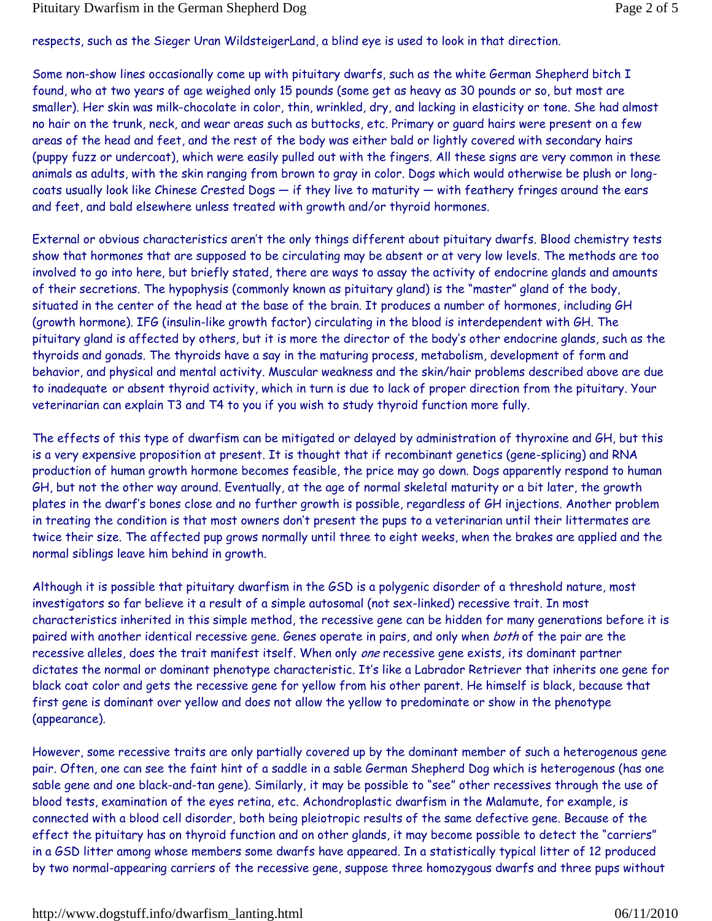respects, such as the Sieger Uran WildsteigerLand, a blind eye is used to look in that direction.

Some non-show lines occasionally come up with pituitary dwarfs, such as the white German Shepherd bitch I found, who at two years of age weighed only 15 pounds (some get as heavy as 30 pounds or so, but most are smaller). Her skin was milk-chocolate in color, thin, wrinkled, dry, and lacking in elasticity or tone. She had almost no hair on the trunk, neck, and wear areas such as buttocks, etc. Primary or guard hairs were present on a few areas of the head and feet, and the rest of the body was either bald or lightly covered with secondary hairs (puppy fuzz or undercoat), which were easily pulled out with the fingers. All these signs are very common in these animals as adults, with the skin ranging from brown to gray in color. Dogs which would otherwise be plush or long-coats usually look like Chinese Crested Dogs — if they live to maturity — with feathery fringes around the ears and feet, and bald elsewhere unless treated with growth and/or thyroid hormones.

External or obvious characteristics aren't the only things different about pituitary dwarfs. Blood chemistry tests show that hormones that are supposed to be circulating may be absent or at very low levels. The methods are too involved to go into here, but briefly stated, there are ways to assay the activity of endocrine glands and amounts of their secretions. The hypophysis (commonly known as pituitary gland) is the "master" gland of the body, situated in the center of the head at the base of the brain. It produces a number of hormones, including GH (growth hormone). IFG (insulin-like growth factor) circulating in the blood is interdependent with GH. The pituitary gland is affected by others, but it is more the director of the body's other endocrine glands, such as the thyroids and gonads. The thyroids have a say in the maturing process, metabolism, development of form and behavior, and physical and mental activity. Muscular weakness and the skin/hair problems described above are due to inadequate or absent thyroid activity, which in turn is due to lack of proper direction from the pituitary. Your veterinarian can explain T3 and T4 to you if you wish to study thyroid function more fully.

The effects of this type of dwarfism can be mitigated or delayed by administration of thyroxine and GH, but this is a very expensive proposition at present. It is thought that if recombinant genetics (gene-splicing) and RNA production of human growth hormone becomes feasible, the price may go down. Dogs apparently respond to human GH, but not the other way around. Eventually, at the age of normal skeletal maturity or a bit later, the growth plates in the dwarf's bones close and no further growth is possible, regardless of GH injections. Another problem in treating the condition is that most owners don't present the pups to a veterinarian until their littermates are twice their size. The affected pup grows normally until three to eight weeks, when the brakes are applied and the normal siblings leave him behind in growth.

Although it is possible that pituitary dwarfism in the GSD is a polygenic disorder of a threshold nature, most investigators so far believe it a result of a simple autosomal (not sex-linked) recessive trait. In most characteristics inherited in this simple method, the recessive gene can be hidden for many generations before it is paired with another identical recessive gene. Genes operate in pairs, and only when *both* of the pair are the recessive alleles, does the trait manifest itself. When only *one* recessive gene exists, its dominant partner dictates the normal or dominant phenotype characteristic. It's like a Labrador Retriever that inherits one gene for black coat color and gets the recessive gene for yellow from his other parent. He himself is black, because that first gene is dominant over yellow and does not allow the yellow to predominate or show in the phenotype (appearance).

However, some recessive traits are only partially covered up by the dominant member of such a heterogenous gene pair. Often, one can see the faint hint of a saddle in a sable German Shepherd Dog which is heterogenous (has one sable gene and one black-and-tan gene). Similarly, it may be possible to "see" other recessives through the use of blood tests, examination of the eyes retina, etc. Achondroplastic dwarfism in the Malamute, for example, is connected with a blood cell disorder, both being pleiotropic results of the same defective gene. Because of the effect the pituitary has on thyroid function and on other glands, it may become possible to detect the "carriers" in a GSD litter among whose members some dwarfs have appeared. In a statistically typical litter of 12 produced by two normal-appearing carriers of the recessive gene, suppose three homozygous dwarfs and three pups without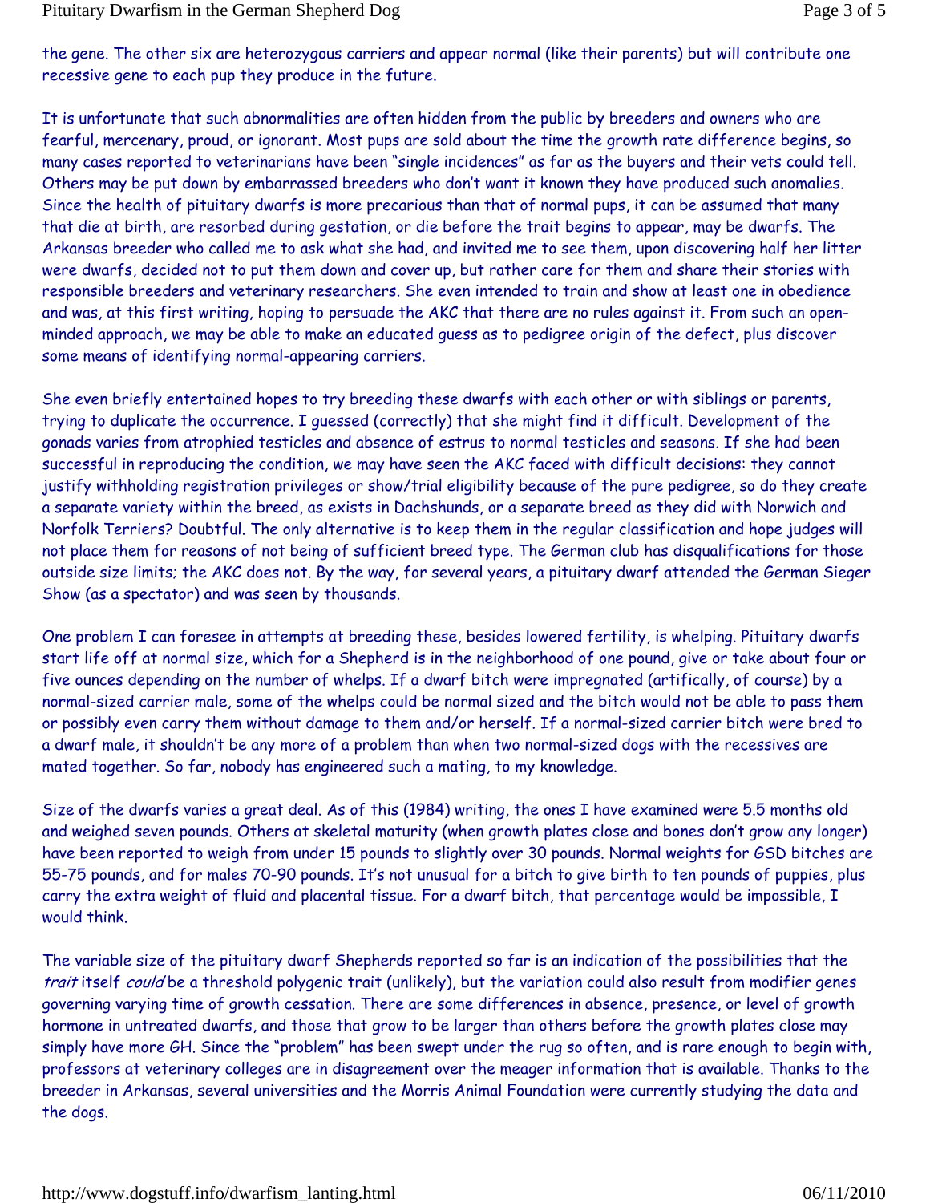the gene. The other six are heterozygous carriers and appear normal (like their parents) but will contribute one recessive gene to each pup they produce in the future.

It is unfortunate that such abnormalities are often hidden from the public by breeders and owners who are fearful, mercenary, proud, or ignorant. Most pups are sold about the time the growth rate difference begins, so many cases reported to veterinarians have been "single incidences" as far as the buyers and their vets could tell. Others may be put down by embarrassed breeders who don't want it known they have produced such anomalies. Since the health of pituitary dwarfs is more precarious than that of normal pups, it can be assumed that many that die at birth, are resorbed during gestation, or die before the trait begins to appear, may be dwarfs. The Arkansas breeder who called me to ask what she had, and invited me to see them, upon discovering half her litter were dwarfs, decided not to put them down and cover up, but rather care for them and share their stories with responsible breeders and veterinary researchers. She even intended to train and show at least one in obedience and was, at this first writing, hoping to persuade the AKC that there are no rules against it. From such an open-minded approach, we may be able to make an educated guess as to pedigree origin of the defect, plus discover some means of identifying normal-appearing carriers.

She even briefly entertained hopes to try breeding these dwarfs with each other or with siblings or parents, trying to duplicate the occurrence. I guessed (correctly) that she might find it difficult. Development of the gonads varies from atrophied testicles and absence of estrus to normal testicles and seasons. If she had been successful in reproducing the condition, we may have seen the AKC faced with difficult decisions: they cannot justify withholding registration privileges or show/trial eligibility because of the pure pedigree, so do they create a separate variety within the breed, as exists in Dachshunds, or a separate breed as they did with Norwich and Norfolk Terriers? Doubtful. The only alternative is to keep them in the regular classification and hope judges will not place them for reasons of not being of sufficient breed type. The German club has disqualifications for those outside size limits; the AKC does not. By the way, for several years, a pituitary dwarf attended the German Sieger Show (as a spectator) and was seen by thousands.

One problem I can foresee in attempts at breeding these, besides lowered fertility, is whelping. Pituitary dwarfs start life off at normal size, which for a Shepherd is in the neighborhood of one pound, give or take about four or five ounces depending on the number of whelps. If a dwarf bitch were impregnated (artifically, of course) by a normal-sized carrier male, some of the whelps could be normal sized and the bitch would not be able to pass them or possibly even carry them without damage to them and/or herself. If a normal-sized carrier bitch were bred to a dwarf male, it shouldn't be any more of a problem than when two normal-sized dogs with the recessives are mated together. So far, nobody has engineered such a mating, to my knowledge.

Size of the dwarfs varies a great deal. As of this (1984) writing, the ones I have examined were 5.5 months old and weighed seven pounds. Others at skeletal maturity (when growth plates close and bones don't grow any longer) have been reported to weigh from under 15 pounds to slightly over 30 pounds. Normal weights for GSD bitches are 55-75 pounds, and for males 70-90 pounds. It's not unusual for a bitch to give birth to ten pounds of puppies, plus carry the extra weight of fluid and placental tissue. For a dwarf bitch, that percentage would be impossible, I would think.

The variable size of the pituitary dwarf Shepherds reported so far is an indication of the possibilities that the *trait* itself *could* be a threshold polygenic trait (unlikely), but the variation could also result from modifier genes governing varying time of growth cessation. There are some differences in absence, presence, or level of growth hormone in untreated dwarfs, and those that grow to be larger than others before the growth plates close may simply have more GH. Since the "problem" has been swept under the rug so often, and is rare enough to begin with, professors at veterinary colleges are in disagreement over the meager information that is available. Thanks to the breeder in Arkansas, several universities and the Morris Animal Foundation were currently studying the data and the dogs.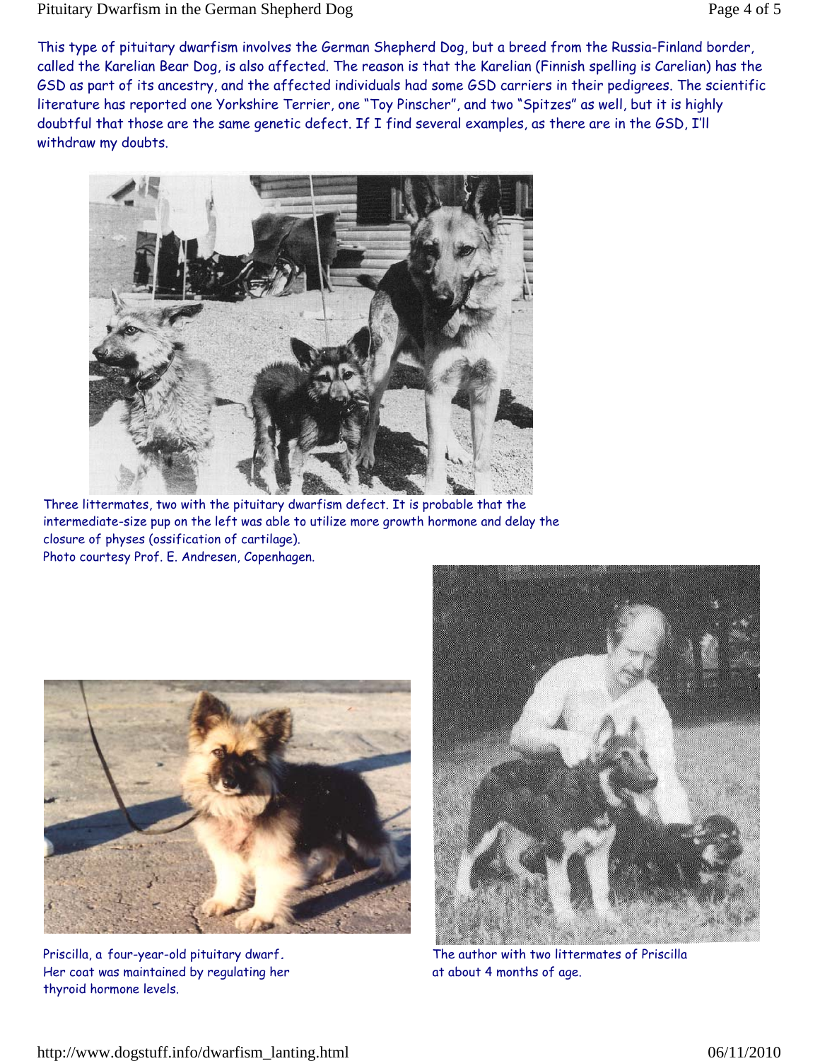This type of pituitary dwarfism involves the German Shepherd Dog, but a breed from the Russia-Finland border, called the Karelian Bear Dog, is also affected. The reason is that the Karelian (Finnish spelling is Carelian) has the GSD as part of its ancestry, and the affected individuals had some GSD carriers in their pedigrees. The scientific literature has reported one Yorkshire Terrier, one "Toy Pinscher", and two "Spitzes" as well, but it is highly doubtful that those are the same genetic defect. If I find several examples, as there are in the GSD, I'll withdraw my doubts.

Three littermates, two with the pituitary dwarfism defect. It is probable that the intermediate-size pup on the left was able to utilize more growth hormone and delay the closure of physes (ossification of cartilage).
Photo courtesy Prof. E. Andresen, Copenhagen.

Priscilla, a four-year-old pituitary dwarf. Her coat was maintained by regulating her thyroid hormone levels.

The author with two littermates of Priscilla at about 4 months of age.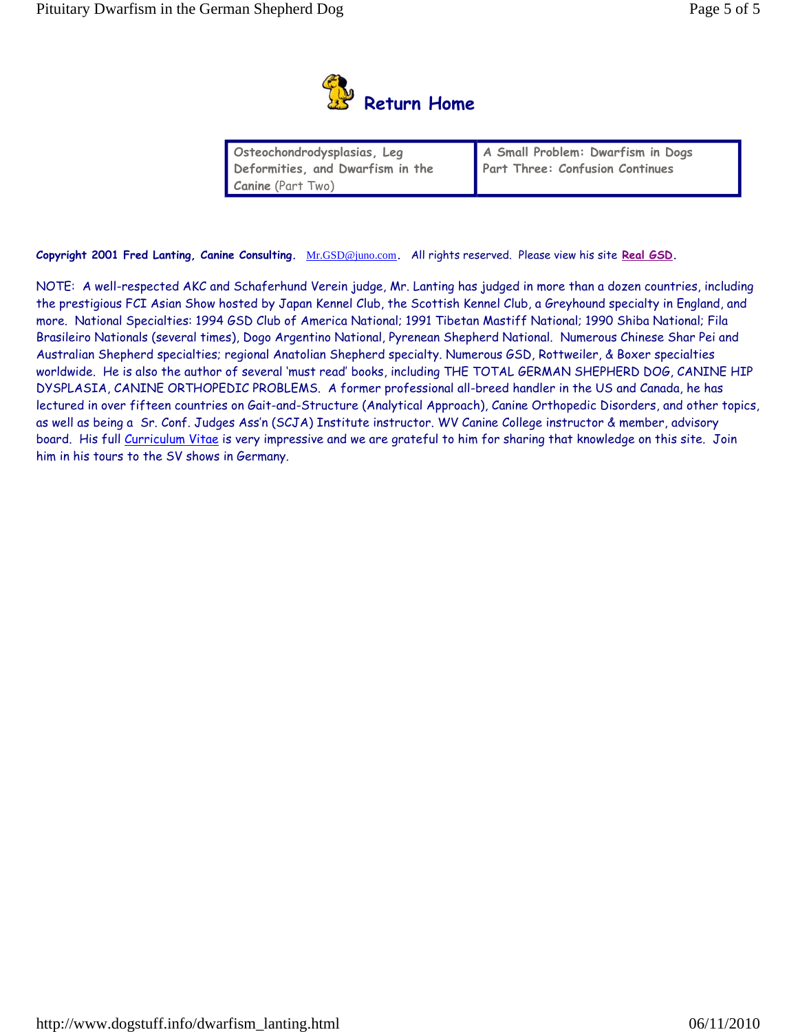**Return Home**

| | |
|---|---|
| Osteochondrodysplasias, Leg Deformities, and Dwarfism in the Canine (Part Two) | A Small Problem: Dwarfism in Dogs Part Three: Confusion Continues |

**Copyright 2001 Fred Lanting, Canine Consulting.** Mr.GSD@juno.com. All rights reserved. Please view his site **Real GSD.**

NOTE: A well-respected AKC and Schaferhund Verein judge, Mr. Lanting has judged in more than a dozen countries, including the prestigious FCI Asian Show hosted by Japan Kennel Club, the Scottish Kennel Club, a Greyhound specialty in England, and more. National Specialties: 1994 GSD Club of America National; 1991 Tibetan Mastiff National; 1990 Shiba National; Fila Brasileiro Nationals (several times), Dogo Argentino National, Pyrenean Shepherd National. Numerous Chinese Shar Pei and Australian Shepherd specialties; regional Anatolian Shepherd specialty. Numerous GSD, Rottweiler, & Boxer specialties worldwide. He is also the author of several 'must read' books, including THE TOTAL GERMAN SHEPHERD DOG, CANINE HIP DYSPLASIA, CANINE ORTHOPEDIC PROBLEMS. A former professional all-breed handler in the US and Canada, he has lectured in over fifteen countries on Gait-and-Structure (Analytical Approach), Canine Orthopedic Disorders, and other topics, as well as being a Sr. Conf. Judges Ass'n (SCJA) Institute instructor. WV Canine College instructor & member, advisory board. His full Curriculum Vitae is very impressive and we are grateful to him for sharing that knowledge on this site. Join him in his tours to the SV shows in Germany.